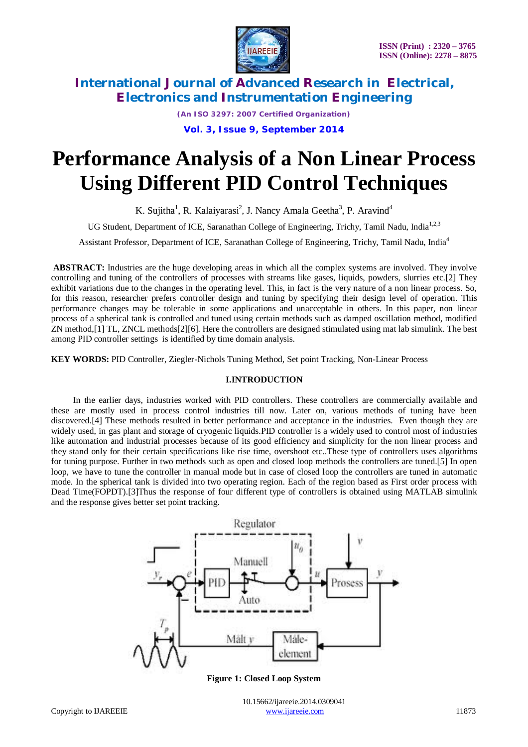# Performance Analysis of a Non Linear Process Using Different PID Control Techniques

K. Sujitha[1], R. Kalaiyarasi[2], J. Nancy Amala Geetha[3], P. Aravind[4]

UG Student, Department of ICE, Saranathan College of Engineering, Trichy, Tamil Nadu, India[1,2,3]

Assistant Professor, Department of ICE, Saranathan College of Engineering, Trichy, Tamil Nadu, India[4]

**ABSTRACT:** Industries are the huge developing areas in which all the complex systems are involved. They involve controlling and tuning of the controllers of processes with streams like gases, liquids, powders, slurries etc.[2] They exhibit variations due to the changes in the operating level. This, in fact is the very nature of a non linear process. So, for this reason, researcher prefers controller design and tuning by specifying their design level of operation. This performance changes may be tolerable in some applications and unacceptable in others. In this paper, non linear process of a spherical tank is controlled and tuned using certain methods such as damped oscillation method, modified ZN method,[1] TL, ZNCL methods[2][6]. Here the controllers are designed stimulated using mat lab simulink. The best among PID controller settings is identified by time domain analysis.

**KEY WORDS:** PID Controller, Ziegler-Nichols Tuning Method, Set point Tracking, Non-Linear Process

## I.INTRODUCTION

In the earlier days, industries worked with PID controllers. These controllers are commercially available and these are mostly used in process control industries till now. Later on, various methods of tuning have been discovered.[4] These methods resulted in better performance and acceptance in the industries. Even though they are widely used, in gas plant and storage of cryogenic liquids.PID controller is a widely used to control most of industries like automation and industrial processes because of its good efficiency and simplicity for the non linear process and they stand only for their certain specifications like rise time, overshoot etc..These type of controllers uses algorithms for tuning purpose. Further in two methods such as open and closed loop methods the controllers are tuned.[5] In open loop, we have to tune the controller in manual mode but in case of closed loop the controllers are tuned in automatic mode. In the spherical tank is divided into two operating region. Each of the region based as First order process with Dead Time(FOPDT).[3]Thus the response of four different type of controllers is obtained using MATLAB simulink and the response gives better set point tracking.

**Figure 1: Closed Loop System**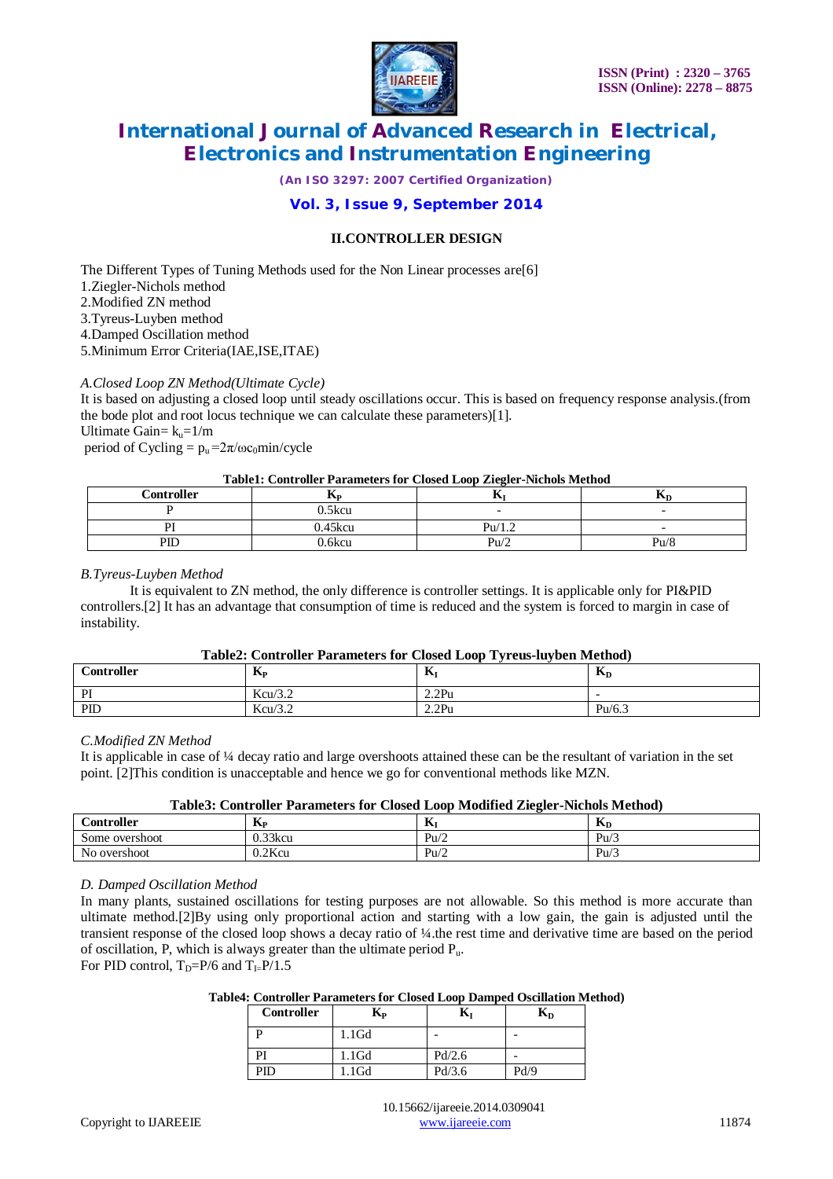## II.CONTROLLER DESIGN

The Different Types of Tuning Methods used for the Non Linear processes are[6]

1.Ziegler-Nichols method
2.Modified ZN method
3.Tyreus-Luyben method
4.Damped Oscillation method
5.Minimum Error Criteria(IAE,ISE,ITAE)

### *A.Closed Loop ZN Method(Ultimate Cycle)*

It is based on adjusting a closed loop until steady oscillations occur. This is based on frequency response analysis.(from the bode plot and root locus technique we can calculate these parameters)[1].

Ultimate Gain= $k_u$=1/m

period of Cycling = $p_u = 2\pi/\omega c_0$ min/cycle

**Table1: Controller Parameters for Closed Loop Ziegler-Nichols Method**

| Controller | $K_P$ | $K_I$ | $K_D$ |
|---|---|---|---|
| P | 0.5kcu | - | - |
| PI | 0.45kcu | Pu/1.2 | - |
| PID | 0.6kcu | Pu/2 | Pu/8 |

### *B.Tyreus-Luyben Method*

It is equivalent to ZN method, the only difference is controller settings. It is applicable only for PI&PID controllers.[2] It has an advantage that consumption of time is reduced and the system is forced to margin in case of instability.

**Table2: Controller Parameters for Closed Loop Tyreus-luyben Method)**

| Controller | $K_P$ | $K_I$ | $K_D$ |
|---|---|---|---|
| PI | Kcu/3.2 | 2.2Pu | - |
| PID | Kcu/3.2 | 2.2Pu | Pu/6.3 |

### *C.Modified ZN Method*

It is applicable in case of ¼ decay ratio and large overshoots attained these can be the resultant of variation in the set point. [2]This condition is unacceptable and hence we go for conventional methods like MZN.

**Table3: Controller Parameters for Closed Loop Modified Ziegler-Nichols Method)**

| Controller | $K_P$ | $K_I$ | $K_D$ |
|---|---|---|---|
| Some overshoot | 0.33kcu | Pu/2 | Pu/3 |
| No overshoot | 0.2Kcu | Pu/2 | Pu/3 |

### *D. Damped Oscillation Method*

In many plants, sustained oscillations for testing purposes are not allowable. So this method is more accurate than ultimate method.[2]By using only proportional action and starting with a low gain, the gain is adjusted until the transient response of the closed loop shows a decay ratio of ¼.the rest time and derivative time are based on the period of oscillation, P, which is always greater than the ultimate period $P_u$.

For PID control, $T_D$=P/6 and $T_I$=P/1.5

**Table4: Controller Parameters for Closed Loop Damped Oscillation Method)**

| Controller | $K_P$ | $K_I$ | $K_D$ |
|---|---|---|---|
| P | 1.1Gd | - | - |
| PI | 1.1Gd | Pd/2.6 | - |
| PID | 1.1Gd | Pd/3.6 | Pd/9 |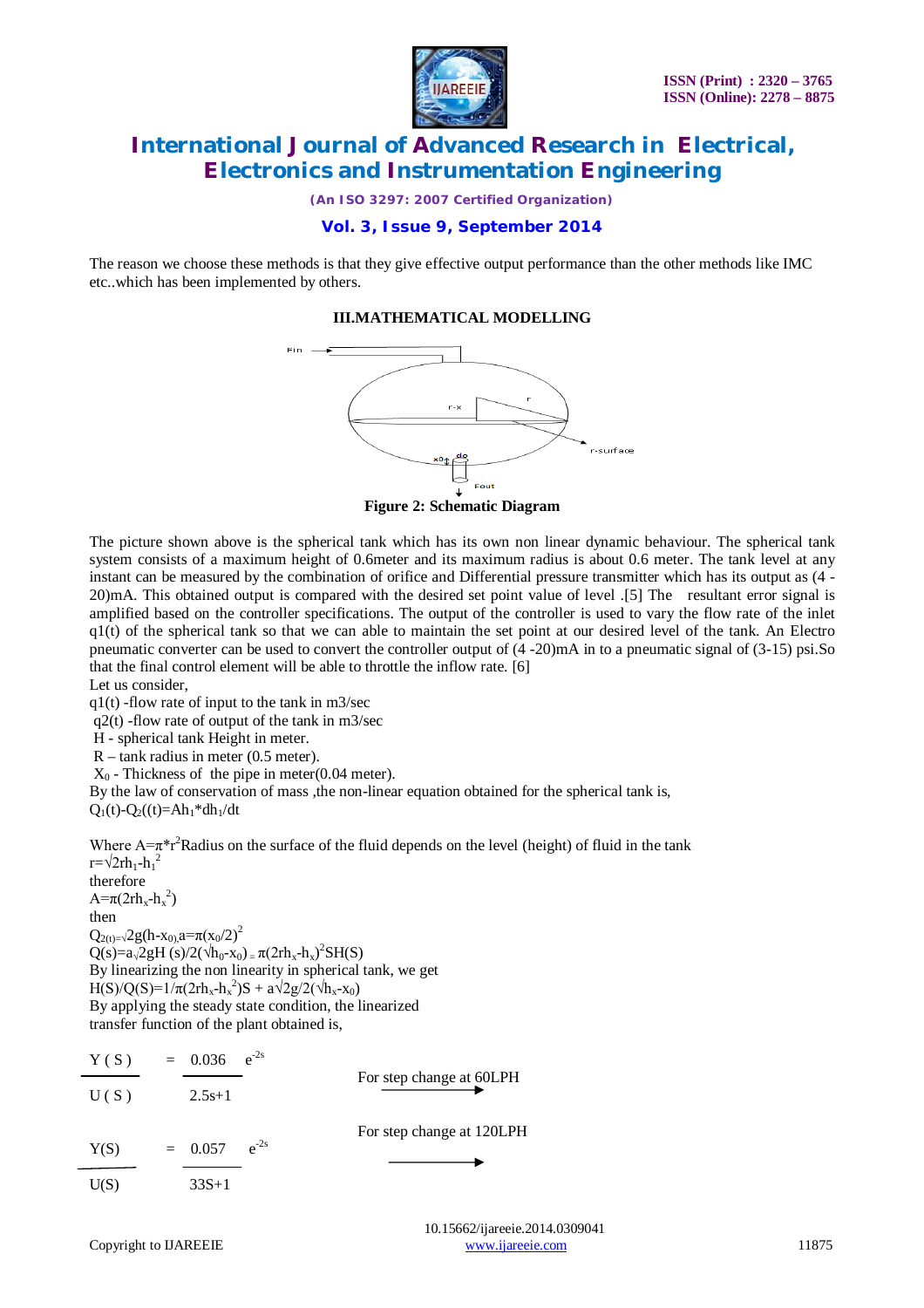The reason we choose these methods is that they give effective output performance than the other methods like IMC etc..which has been implemented by others.

## III.MATHEMATICAL MODELLING

**Figure 2: Schematic Diagram**

The picture shown above is the spherical tank which has its own non linear dynamic behaviour. The spherical tank system consists of a maximum height of 0.6meter and its maximum radius is about 0.6 meter. The tank level at any instant can be measured by the combination of orifice and Differential pressure transmitter which has its output as (4 - 20)mA. This obtained output is compared with the desired set point value of level .[5] The resultant error signal is amplified based on the controller specifications. The output of the controller is used to vary the flow rate of the inlet q1(t) of the spherical tank so that we can able to maintain the set point at our desired level of the tank. An Electro pneumatic converter can be used to convert the controller output of (4 -20)mA in to a pneumatic signal of (3-15) psi.So that the final control element will be able to throttle the inflow rate. [6]

Let us consider,

q1(t) -flow rate of input to the tank in m3/sec

q2(t) -flow rate of output of the tank in m3/sec

H - spherical tank Height in meter.

R – tank radius in meter (0.5 meter).

$X_0$ - Thickness of the pipe in meter(0.04 meter).

By the law of conservation of mass ,the non-linear equation obtained for the spherical tank is,

$Q_1(t)-Q_2((t)=Ah_1*dh_1/dt$

Where $A=\pi*r^2$Radius on the surface of the fluid depends on the level (height) of fluid in the tank

$r=\sqrt{2rh_1-h_1^2}$

therefore

$A=\pi(2rh_x-h_x^2)$

then

$Q_{2(t)=}\sqrt{2g(h-x_0)},a=\pi(x_0/2)^2$

$Q(s)=a\sqrt{2gH}(s)/2(\sqrt{h_0}-x_0)=\pi(2rh_x-h_x)^2SH(S)$

By linearizing the non linearity in spherical tank, we get

$H(S)/Q(S)=1/\pi(2rh_x-h_x^2)S+a\sqrt{2g}/2(\sqrt{h_x}-x_0)$

By applying the steady state condition, the linearized transfer function of the plant obtained is,

$$\frac{Y(S)}{U(S)} = \frac{0.036}{2.5s+1}e^{-2s} \longrightarrow \text{For step change at 60LPH}$$

$$\frac{Y(S)}{U(S)} = \frac{0.057}{33S+1}e^{-2s} \longrightarrow \text{For step change at 120LPH}$$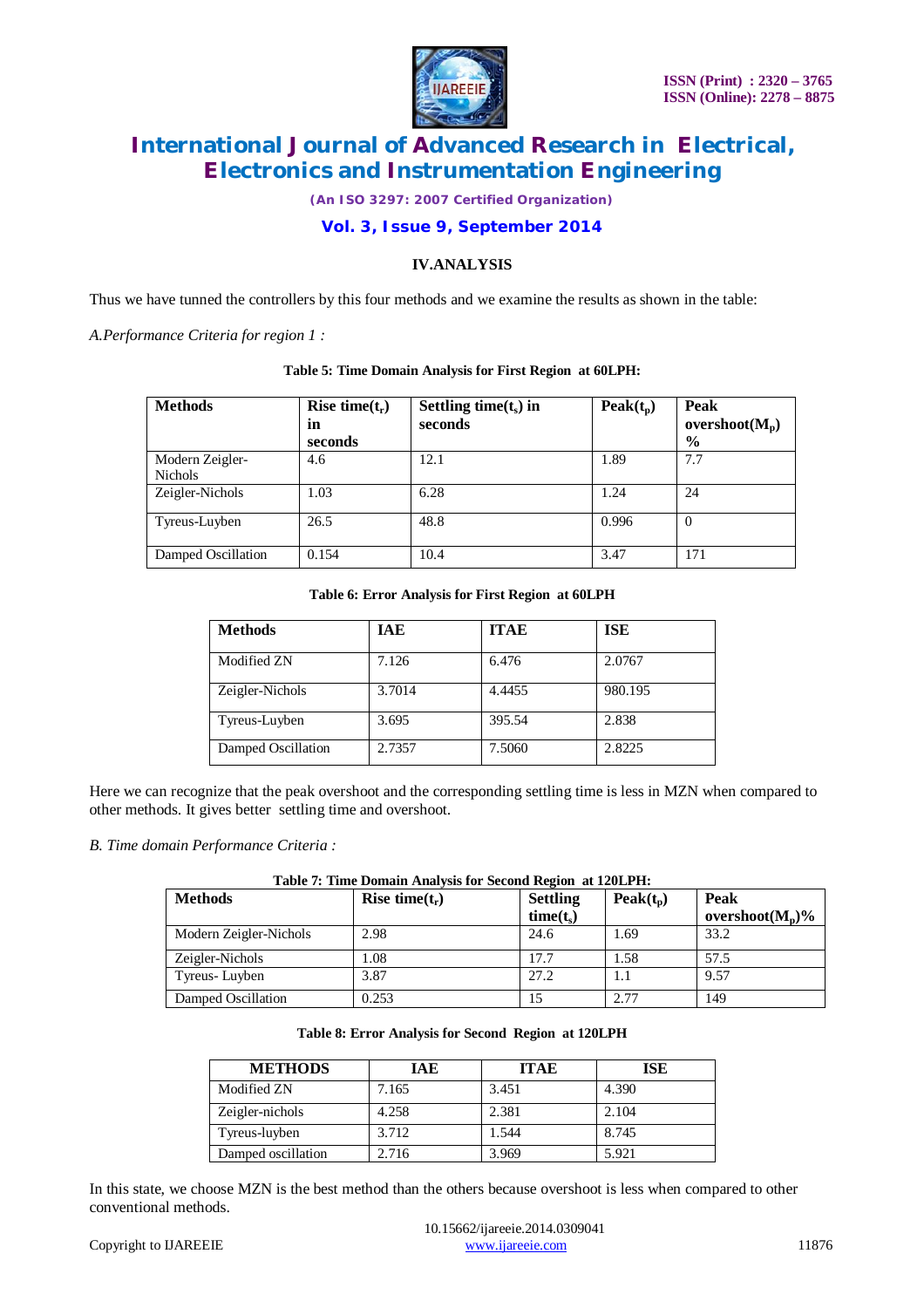## IV.ANALYSIS

Thus we have tunned the controllers by this four methods and we examine the results as shown in the table:

*A.Performance Criteria for region 1 :*

**Table 5: Time Domain Analysis for First Region at 60LPH:**

| Methods | Rise time($t_r$) in seconds | Settling time($t_s$) in seconds | Peak($t_p$) | Peak overshoot($M_p$) % |
|---|---|---|---|---|
| Modern Zeigler-Nichols | 4.6 | 12.1 | 1.89 | 7.7 |
| Zeigler-Nichols | 1.03 | 6.28 | 1.24 | 24 |
| Tyreus-Luyben | 26.5 | 48.8 | 0.996 | 0 |
| Damped Oscillation | 0.154 | 10.4 | 3.47 | 171 |

**Table 6: Error Analysis for First Region at 60LPH**

| Methods | IAE | ITAE | ISE |
|---|---|---|---|
| Modified ZN | 7.126 | 6.476 | 2.0767 |
| Zeigler-Nichols | 3.7014 | 4.4455 | 980.195 |
| Tyreus-Luyben | 3.695 | 395.54 | 2.838 |
| Damped Oscillation | 2.7357 | 7.5060 | 2.8225 |

Here we can recognize that the peak overshoot and the corresponding settling time is less in MZN when compared to other methods. It gives better settling time and overshoot.

*B. Time domain Performance Criteria :*

**Table 7: Time Domain Analysis for Second Region at 120LPH:**

| Methods | Rise time($t_r$) | Settling time($t_s$) | Peak($t_p$) | Peak overshoot($M_p$)% |
|---|---|---|---|---|
| Modern Zeigler-Nichols | 2.98 | 24.6 | 1.69 | 33.2 |
| Zeigler-Nichols | 1.08 | 17.7 | 1.58 | 57.5 |
| Tyreus- Luyben | 3.87 | 27.2 | 1.1 | 9.57 |
| Damped Oscillation | 0.253 | 15 | 2.77 | 149 |

**Table 8: Error Analysis for Second Region at 120LPH**

| METHODS | IAE | ITAE | ISE |
|---|---|---|---|
| Modified ZN | 7.165 | 3.451 | 4.390 |
| Zeigler-nichols | 4.258 | 2.381 | 2.104 |
| Tyreus-luyben | 3.712 | 1.544 | 8.745 |
| Damped oscillation | 2.716 | 3.969 | 5.921 |

In this state, we choose MZN is the best method than the others because overshoot is less when compared to other conventional methods.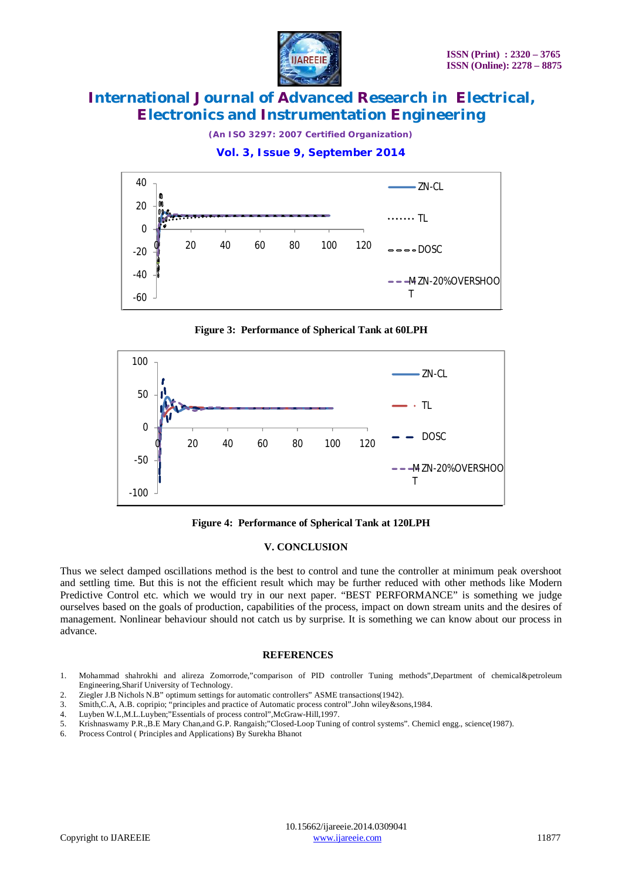40
20
0
-20
-40
-60
0
20
40
60
80
100
120
ZN-CL
TL
DOSC
MZN-20%OVERSHOOT

**Figure 3: Performance of Spherical Tank at 60LPH**

100
50
0
-50
-100
0
20
40
60
80
100
120
ZN-CL
TL
DOSC
MZN-20%OVERSHOOT

**Figure 4: Performance of Spherical Tank at 120LPH**

## V. CONCLUSION

Thus we select damped oscillations method is the best to control and tune the controller at minimum peak overshoot and settling time. But this is not the efficient result which may be further reduced with other methods like Modern Predictive Control etc. which we would try in our next paper. "BEST PERFORMANCE" is something we judge ourselves based on the goals of production, capabilities of the process, impact on down stream units and the desires of management. Nonlinear behaviour should not catch us by surprise. It is something we can know about our process in advance.

## REFERENCES

1. Mohammad shahrokhi and alireza Zomorrode,"comparison of PID controller Tuning methods",Department of chemical&petroleum Engineering,Sharif University of Technology.
2. Ziegler J.B Nichols N.B" optimum settings for automatic controllers" ASME transactions(1942).
3. Smith,C.A, A.B. copripio; "principles and practice of Automatic process control".John wiley&sons,1984.
4. Luyben W.L,M.L.Luyben;"Essentials of process control",McGraw-Hill,1997.
5. Krishnaswamy P.R.,B.E Mary Chan,and G.P. Rangaish;"Closed-Loop Tuning of control systems". Chemicl engg., science(1987).
6. Process Control ( Principles and Applications) By Surekha Bhanot